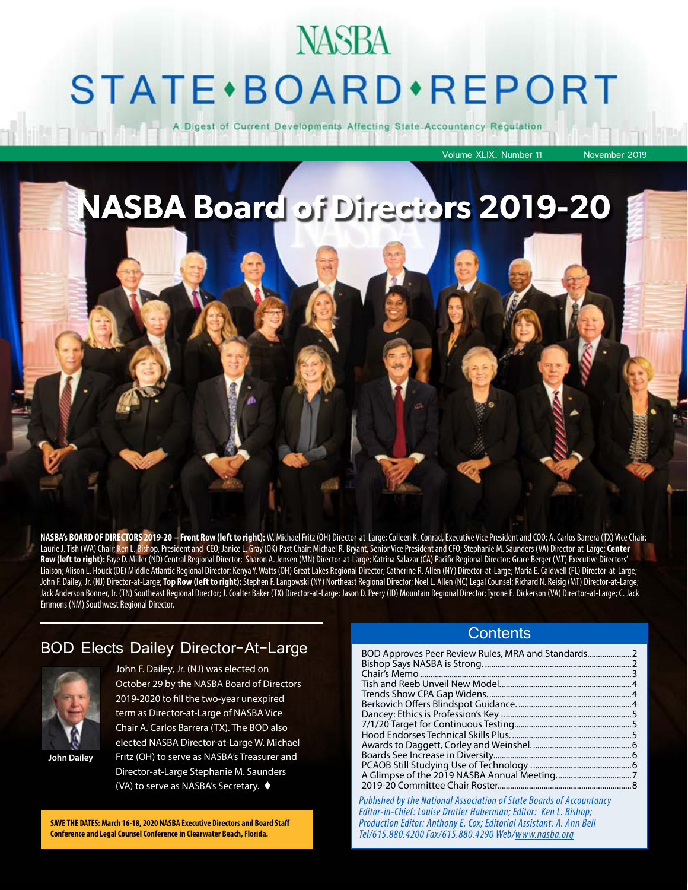# NASBA STATE•BOARD•REPORT

A Digest of Current Developments Affecting State Accountancy Regulation

Volume XLIX, Number 11 November 2019

## NASBA Board of Directors 2019-20

**NASBA's BOARD OF DIRECTORS 2019-20 – Front Row (left to right):** W. Michael Fritz (OH) Director-at-Large; Colleen K. Conrad, Executive Vice President and COO; A. Carlos Barrera (TX) Vice Chair; Laurie J. Tish (WA) Chair; Ken L. Bishop, President and CEO; Janice L. Gray (OK) Past Chair; Michael R. Bryant, Senior Vice President and CFO; Stephanie M. Saunders (VA) Director-at-Large; **Center Row (left to right):** Faye D. Miller (ND) Central Regional Director; Sharon A. Jensen (MN) Director-at-Large; Katrina Salazar (CA) Pacific Regional Director; Grace Berger (MT) Executive Directors' Liaison; Alison L. Houck (DE) Middle Atlantic Regional Director; Kenya Y. Watts (OH) Great Lakes Regional Director; Catherine R. Allen (NY) Director-at-Large; Maria E. Caldwell (FL) Director-at-Large; John F. Dailey, Jr. (NJ) Director-at-Large; **Top Row (left to right):** Stephen F. Langowski (NY) Northeast Regional Director; Noel L. Allen (NC) Legal Counsel; Richard N. Reisig (MT) Director-at-Large; Jack Anderson Bonner, Jr. (TN) Southeast Regional Director; J. Coalter Baker (TX) Director-at-Large; Jason D. Peery (ID) Mountain Regional Director; Tyrone E. Dickerson (VA) Director-at-Large; C. Jack Emmons (NM) Southwest Regional Director.

## BOD Elects Dailey Director-At-Large

John Dailey

John F. Dailey, Jr. (NJ) was elected on October 29 by the NASBA Board of Directors 2019-2020 to fill the two-year unexpired term as Director-at-Large of NASBA Vice Chair A. Carlos Barrera (TX). The BOD also elected NASBA Director-at-Large W. Michael Fritz (OH) to serve as NASBA's Treasurer and Director-at-Large Stephanie M. Saunders (VA) to serve as NASBA's Secretary. ♦

**SAVE THE DATES: March 16-18, 2020 NASBA Executive Directors and Board Staff Conference and Legal Counsel Conference in Clearwater Beach, Florida.**

## Contents

- BOD Approves Peer Review Rules, MRA and Standards....2
- Bishop Says NASBA is Strong....2
- Chair's Memo....3
- Tish and Reeb Unveil New Model....4
- Trends Show CPA Gap Widens....4
- Berkovich Offers Blindspot Guidance....4
- Dancey: Ethics is Profession's Key....5
- 7/1/20 Target for Continuous Testing....5
- Hood Endorses Technical Skills Plus....5
- Awards to Daggett, Corley and Weinshel....6
- Boards See Increase in Diversity....6
- PCAOB Still Studying Use of Technology....6
- A Glimpse of the 2019 NASBA Annual Meeting....7
- 2019-20 Committee Chair Roster....8

*Published by the National Association of State Boards of Accountancy Editor-in-Chief: Louise Dratler Haberman; Editor: Ken L. Bishop; Production Editor: Anthony E. Cox; Editorial Assistant: A. Ann Bell Tel/615.880.4200 Fax/615.880.4290 Web/www.nasba.org*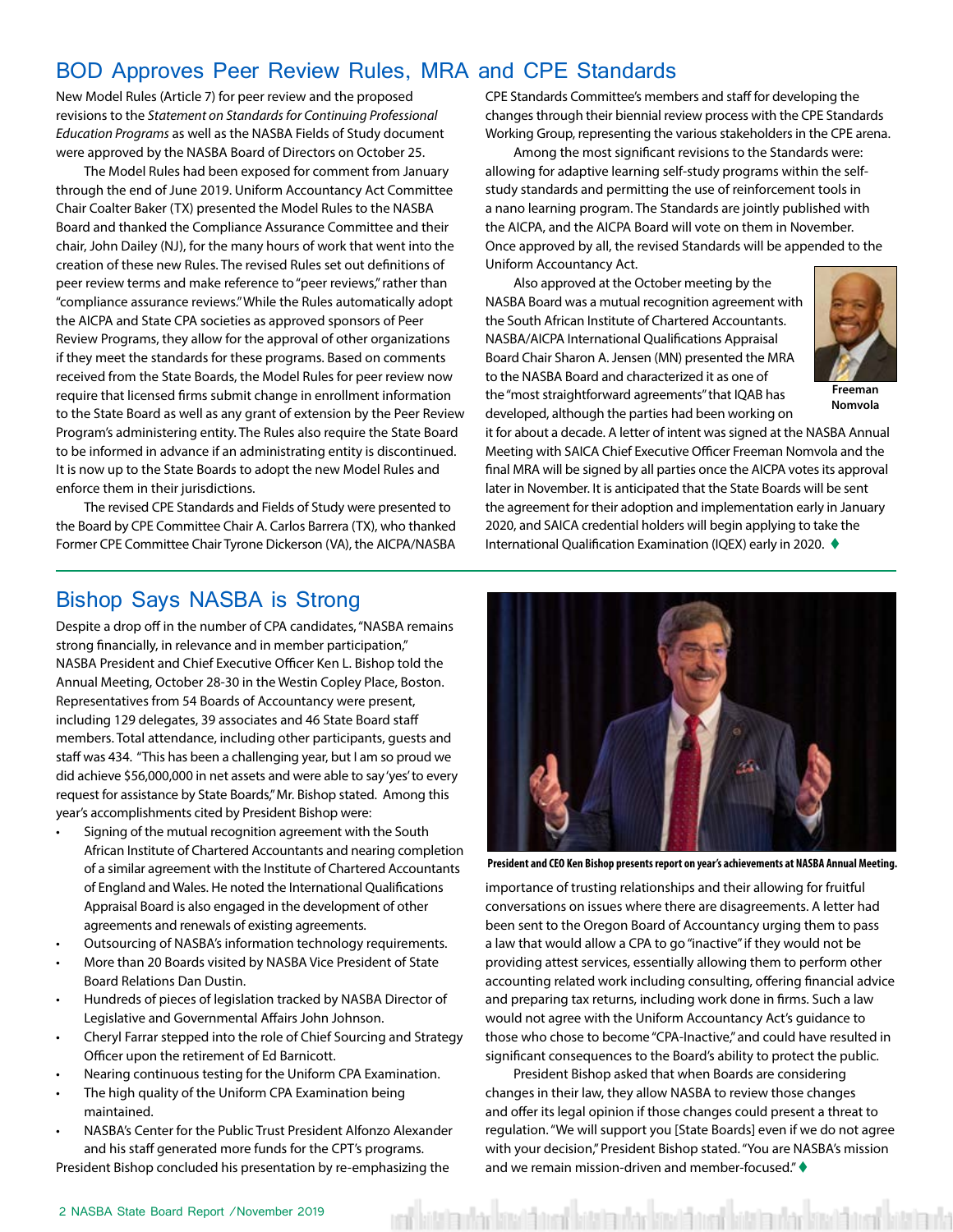## BOD Approves Peer Review Rules, MRA and CPE Standards

New Model Rules (Article 7) for peer review and the proposed revisions to the *Statement on Standards for Continuing Professional Education Programs* as well as the NASBA Fields of Study document were approved by the NASBA Board of Directors on October 25.

The Model Rules had been exposed for comment from January through the end of June 2019. Uniform Accountancy Act Committee Chair Coalter Baker (TX) presented the Model Rules to the NASBA Board and thanked the Compliance Assurance Committee and their chair, John Dailey (NJ), for the many hours of work that went into the creation of these new Rules. The revised Rules set out definitions of peer review terms and make reference to "peer reviews," rather than "compliance assurance reviews." While the Rules automatically adopt the AICPA and State CPA societies as approved sponsors of Peer Review Programs, they allow for the approval of other organizations if they meet the standards for these programs. Based on comments received from the State Boards, the Model Rules for peer review now require that licensed firms submit change in enrollment information to the State Board as well as any grant of extension by the Peer Review Program's administering entity. The Rules also require the State Board to be informed in advance if an administrating entity is discontinued. It is now up to the State Boards to adopt the new Model Rules and enforce them in their jurisdictions.

The revised CPE Standards and Fields of Study were presented to the Board by CPE Committee Chair A. Carlos Barrera (TX), who thanked Former CPE Committee Chair Tyrone Dickerson (VA), the AICPA/NASBA CPE Standards Committee's members and staff for developing the changes through their biennial review process with the CPE Standards Working Group, representing the various stakeholders in the CPE arena.

Among the most significant revisions to the Standards were: allowing for adaptive learning self-study programs within the self-study standards and permitting the use of reinforcement tools in a nano learning program. The Standards are jointly published with the AICPA, and the AICPA Board will vote on them in November. Once approved by all, the revised Standards will be appended to the Uniform Accountancy Act.

Also approved at the October meeting by the NASBA Board was a mutual recognition agreement with the South African Institute of Chartered Accountants. NASBA/AICPA International Qualifications Appraisal Board Chair Sharon A. Jensen (MN) presented the MRA to the NASBA Board and characterized it as one of the "most straightforward agreements" that IQAB has developed, although the parties had been working on it for about a decade. A letter of intent was signed at the NASBA Annual Meeting with SAICA Chief Executive Officer Freeman Nomvola and the final MRA will be signed by all parties once the AICPA votes its approval later in November. It is anticipated that the State Boards will be sent the agreement for their adoption and implementation early in January 2020, and SAICA credential holders will begin applying to take the International Qualification Examination (IQEX) early in 2020. ♦

**Freeman Nomvola**

## Bishop Says NASBA is Strong

Despite a drop off in the number of CPA candidates, "NASBA remains strong financially, in relevance and in member participation," NASBA President and Chief Executive Officer Ken L. Bishop told the Annual Meeting, October 28-30 in the Westin Copley Place, Boston. Representatives from 54 Boards of Accountancy were present, including 129 delegates, 39 associates and 46 State Board staff members. Total attendance, including other participants, guests and staff was 434. "This has been a challenging year, but I am so proud we did achieve $56,000,000 in net assets and were able to say 'yes' to every request for assistance by State Boards," Mr. Bishop stated. Among this year's accomplishments cited by President Bishop were:

- Signing of the mutual recognition agreement with the South African Institute of Chartered Accountants and nearing completion of a similar agreement with the Institute of Chartered Accountants of England and Wales. He noted the International Qualifications Appraisal Board is also engaged in the development of other agreements and renewals of existing agreements.
- Outsourcing of NASBA's information technology requirements.
- More than 20 Boards visited by NASBA Vice President of State Board Relations Dan Dustin.
- Hundreds of pieces of legislation tracked by NASBA Director of Legislative and Governmental Affairs John Johnson.
- Cheryl Farrar stepped into the role of Chief Sourcing and Strategy Officer upon the retirement of Ed Barnicott.
- Nearing continuous testing for the Uniform CPA Examination.
- The high quality of the Uniform CPA Examination being maintained.
- NASBA's Center for the Public Trust President Alfonzo Alexander and his staff generated more funds for the CPT's programs.

President Bishop concluded his presentation by re-emphasizing the importance of trusting relationships and their allowing for fruitful conversations on issues where there are disagreements. A letter had been sent to the Oregon Board of Accountancy urging them to pass a law that would allow a CPA to go "inactive" if they would not be providing attest services, essentially allowing them to perform other accounting related work including consulting, offering financial advice and preparing tax returns, including work done in firms. Such a law would not agree with the Uniform Accountancy Act's guidance to those who chose to become "CPA-Inactive," and could have resulted in significant consequences to the Board's ability to protect the public.

**President and CEO Ken Bishop presents report on year's achievements at NASBA Annual Meeting.**

President Bishop asked that when Boards are considering changes in their law, they allow NASBA to review those changes and offer its legal opinion if those changes could present a threat to regulation. "We will support you [State Boards] even if we do not agree with your decision," President Bishop stated. "You are NASBA's mission and we remain mission-driven and member-focused." ♦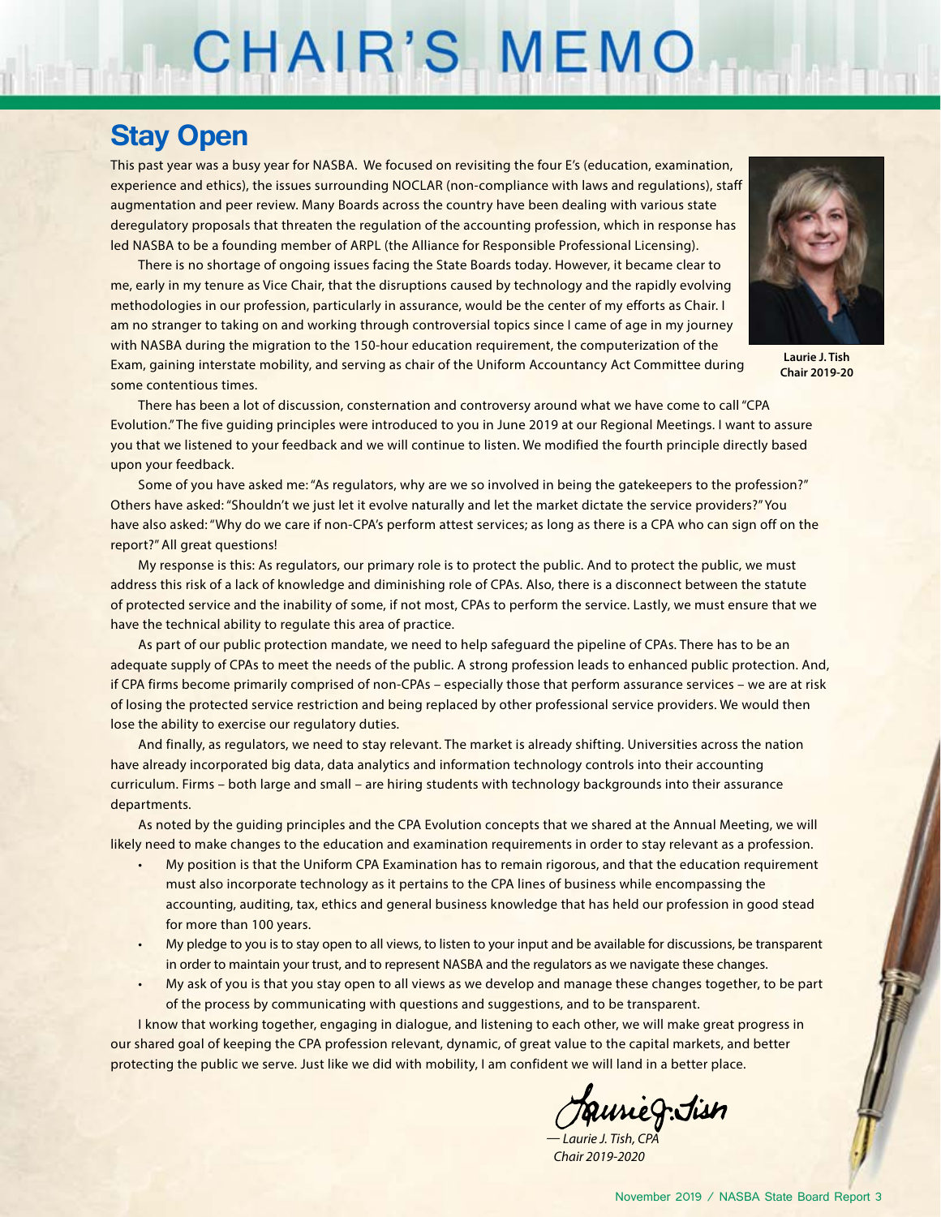# CHAIR'S MEMO

## Stay Open

This past year was a busy year for NASBA. We focused on revisiting the four E's (education, examination, experience and ethics), the issues surrounding NOCLAR (non-compliance with laws and regulations), staff augmentation and peer review. Many Boards across the country have been dealing with various state deregulatory proposals that threaten the regulation of the accounting profession, which in response has led NASBA to be a founding member of ARPL (the Alliance for Responsible Professional Licensing).

There is no shortage of ongoing issues facing the State Boards today. However, it became clear to me, early in my tenure as Vice Chair, that the disruptions caused by technology and the rapidly evolving methodologies in our profession, particularly in assurance, would be the center of my efforts as Chair. I am no stranger to taking on and working through controversial topics since I came of age in my journey with NASBA during the migration to the 150-hour education requirement, the computerization of the Exam, gaining interstate mobility, and serving as chair of the Uniform Accountancy Act Committee during some contentious times.

**Laurie J. Tish**
**Chair 2019-20**

There has been a lot of discussion, consternation and controversy around what we have come to call "CPA Evolution." The five guiding principles were introduced to you in June 2019 at our Regional Meetings. I want to assure you that we listened to your feedback and we will continue to listen. We modified the fourth principle directly based upon your feedback.

Some of you have asked me: "As regulators, why are we so involved in being the gatekeepers to the profession?" Others have asked: "Shouldn't we just let it evolve naturally and let the market dictate the service providers?" You have also asked: "Why do we care if non-CPA's perform attest services; as long as there is a CPA who can sign off on the report?" All great questions!

My response is this: As regulators, our primary role is to protect the public. And to protect the public, we must address this risk of a lack of knowledge and diminishing role of CPAs. Also, there is a disconnect between the statute of protected service and the inability of some, if not most, CPAs to perform the service. Lastly, we must ensure that we have the technical ability to regulate this area of practice.

As part of our public protection mandate, we need to help safeguard the pipeline of CPAs. There has to be an adequate supply of CPAs to meet the needs of the public. A strong profession leads to enhanced public protection. And, if CPA firms become primarily comprised of non-CPAs – especially those that perform assurance services – we are at risk of losing the protected service restriction and being replaced by other professional service providers. We would then lose the ability to exercise our regulatory duties.

And finally, as regulators, we need to stay relevant. The market is already shifting. Universities across the nation have already incorporated big data, data analytics and information technology controls into their accounting curriculum. Firms – both large and small – are hiring students with technology backgrounds into their assurance departments.

As noted by the guiding principles and the CPA Evolution concepts that we shared at the Annual Meeting, we will likely need to make changes to the education and examination requirements in order to stay relevant as a profession.

- My position is that the Uniform CPA Examination has to remain rigorous, and that the education requirement must also incorporate technology as it pertains to the CPA lines of business while encompassing the accounting, auditing, tax, ethics and general business knowledge that has held our profession in good stead for more than 100 years.
- My pledge to you is to stay open to all views, to listen to your input and be available for discussions, be transparent in order to maintain your trust, and to represent NASBA and the regulators as we navigate these changes.
- My ask of you is that you stay open to all views as we develop and manage these changes together, to be part of the process by communicating with questions and suggestions, and to be transparent.

I know that working together, engaging in dialogue, and listening to each other, we will make great progress in our shared goal of keeping the CPA profession relevant, dynamic, of great value to the capital markets, and better protecting the public we serve. Just like we did with mobility, I am confident we will land in a better place.

*— Laurie J. Tish, CPA*
*Chair 2019-2020*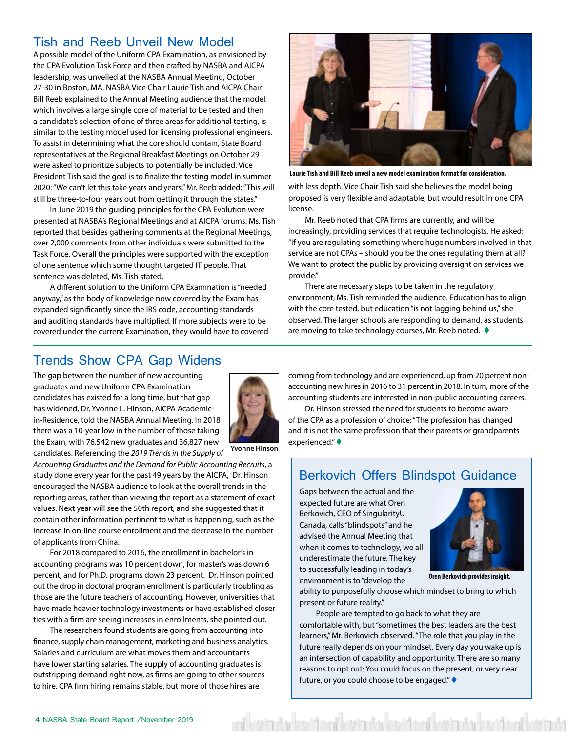## Tish and Reeb Unveil New Model

A possible model of the Uniform CPA Examination, as envisioned by the CPA Evolution Task Force and then crafted by NASBA and AICPA leadership, was unveiled at the NASBA Annual Meeting, October 27-30 in Boston, MA. NASBA Vice Chair Laurie Tish and AICPA Chair Bill Reeb explained to the Annual Meeting audience that the model, which involves a large single core of material to be tested and then a candidate's selection of one of three areas for additional testing, is similar to the testing model used for licensing professional engineers. To assist in determining what the core should contain, State Board representatives at the Regional Breakfast Meetings on October 29 were asked to prioritize subjects to potentially be included. Vice President Tish said the goal is to finalize the testing model in summer 2020: "We can't let this take years and years." Mr. Reeb added: "This will still be three-to-four years out from getting it through the states."

In June 2019 the guiding principles for the CPA Evolution were presented at NASBA's Regional Meetings and at AICPA forums. Ms. Tish reported that besides gathering comments at the Regional Meetings, over 2,000 comments from other individuals were submitted to the Task Force. Overall the principles were supported with the exception of one sentence which some thought targeted IT people. That sentence was deleted, Ms. Tish stated.

A different solution to the Uniform CPA Examination is "needed anyway," as the body of knowledge now covered by the Exam has expanded significantly since the IRS code, accounting standards and auditing standards have multiplied. If more subjects were to be covered under the current Examination, they would have to covered with less depth. Vice Chair Tish said she believes the model being proposed is very flexible and adaptable, but would result in one CPA license.

Laurie Tish and Bill Reeb unveil a new model examination format for consideration.

Mr. Reeb noted that CPA firms are currently, and will be increasingly, providing services that require technologists. He asked: "If you are regulating something where huge numbers involved in that service are not CPAs – should you be the ones regulating them at all? We want to protect the public by providing oversight on services we provide."

There are necessary steps to be taken in the regulatory environment, Ms. Tish reminded the audience. Education has to align with the core tested, but education "is not lagging behind us," she observed. The larger schools are responding to demand, as students are moving to take technology courses, Mr. Reeb noted. ♦

## Trends Show CPA Gap Widens

The gap between the number of new accounting graduates and new Uniform CPA Examination candidates has existed for a long time, but that gap has widened, Dr. Yvonne L. Hinson, AICPA Academic-in-Residence, told the NASBA Annual Meeting. In 2018 there was a 10-year low in the number of those taking the Exam, with 76.542 new graduates and 36,827 new candidates. Referencing the *2019 Trends in the Supply of Accounting Graduates and the Demand for Public Accounting Recruits*, a study done every year for the past 49 years by the AICPA, Dr. Hinson encouraged the NASBA audience to look at the overall trends in the reporting areas, rather than viewing the report as a statement of exact values. Next year will see the 50th report, and she suggested that it contain other information pertinent to what is happening, such as the increase in on-line course enrollment and the decrease in the number of applicants from China.

Yvonne Hinson

For 2018 compared to 2016, the enrollment in bachelor's in accounting programs was 10 percent down, for master's was down 6 percent, and for Ph.D. programs down 23 percent. Dr. Hinson pointed out the drop in doctoral program enrollment is particularly troubling as those are the future teachers of accounting. However, universities that have made heavier technology investments or have established closer ties with a firm are seeing increases in enrollments, she pointed out.

The researchers found students are going from accounting into finance, supply chain management, marketing and business analytics. Salaries and curriculum are what moves them and accountants have lower starting salaries. The supply of accounting graduates is outstripping demand right now, as firms are going to other sources to hire. CPA firm hiring remains stable, but more of those hires are coming from technology and are experienced, up from 20 percent non-accounting new hires in 2016 to 31 percent in 2018. In turn, more of the accounting students are interested in non-public accounting careers.

Dr. Hinson stressed the need for students to become aware of the CPA as a profession of choice: "The profession has changed and it is not the same profession that their parents or grandparents experienced." ♦

## Berkovich Offers Blindspot Guidance

Gaps between the actual and the expected future are what Oren Berkovich, CEO of SingularityU Canada, calls "blindspots" and he advised the Annual Meeting that when it comes to technology, we all underestimate the future. The key to successfully leading in today's environment is to "develop the ability to purposefully choose which mindset to bring to which present or future reality."

Oren Berkovich provides insight.

People are tempted to go back to what they are comfortable with, but "sometimes the best leaders are the best learners," Mr. Berkovich observed. "The role that you play in the future really depends on your mindset. Every day you wake up is an intersection of capability and opportunity. There are so many reasons to opt out: You could focus on the present, or very near future, or you could choose to be engaged." ♦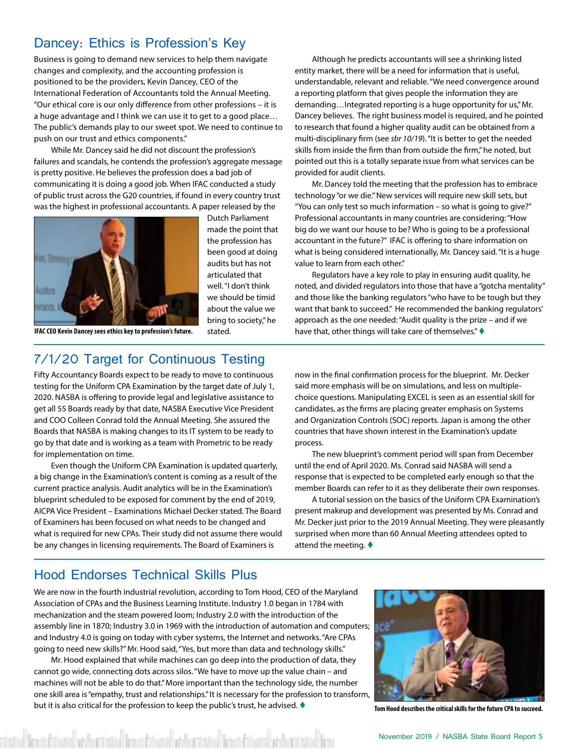## Dancey: Ethics is Profession's Key

Business is going to demand new services to help them navigate changes and complexity, and the accounting profession is positioned to be the providers, Kevin Dancey, CEO of the International Federation of Accountants told the Annual Meeting. "Our ethical core is our only difference from other professions – it is a huge advantage and I think we can use it to get to a good place… The public's demands play to our sweet spot. We need to continue to push on our trust and ethics components."

While Mr. Dancey said he did not discount the profession's failures and scandals, he contends the profession's aggregate message is pretty positive. He believes the profession does a bad job of communicating it is doing a good job. When IFAC conducted a study of public trust across the G20 countries, if found in every country trust was the highest in professional accountants. A paper released by the Dutch Parliament made the point that the profession has been good at doing audits but has not articulated that well. "I don't think we should be timid about the value we bring to society," he stated.

**IFAC CEO Kevin Dancey sees ethics key to profession's future.**

Although he predicts accountants will see a shrinking listed entity market, there will be a need for information that is useful, understandable, relevant and reliable. "We need convergence around a reporting platform that gives people the information they are demanding…Integrated reporting is a huge opportunity for us," Mr. Dancey believes. The right business model is required, and he pointed to research that found a higher quality audit can be obtained from a multi-disciplinary firm (see *sbr 10/19*). "It is better to get the needed skills from inside the firm than from outside the firm," he noted, but pointed out this is a totally separate issue from what services can be provided for audit clients.

Mr. Dancey told the meeting that the profession has to embrace technology "or we die." New services will require new skill sets, but "You can only test so much information – so what is going to give?" Professional accountants in many countries are considering: "How big do we want our house to be? Who is going to be a professional accountant in the future?" IFAC is offering to share information on what is being considered internationally, Mr. Dancey said. "It is a huge value to learn from each other."

Regulators have a key role to play in ensuring audit quality, he noted, and divided regulators into those that have a "gotcha mentality" and those like the banking regulators "who have to be tough but they want that bank to succeed." He recommended the banking regulators' approach as the one needed: "Audit quality is the prize – and if we have that, other things will take care of themselves." ♦

## 7/1/20 Target for Continuous Testing

Fifty Accountancy Boards expect to be ready to move to continuous testing for the Uniform CPA Examination by the target date of July 1, 2020. NASBA is offering to provide legal and legislative assistance to get all 55 Boards ready by that date, NASBA Executive Vice President and COO Colleen Conrad told the Annual Meeting. She assured the Boards that NASBA is making changes to its IT system to be ready to go by that date and is working as a team with Prometric to be ready for implementation on time.

Even though the Uniform CPA Examination is updated quarterly, a big change in the Examination's content is coming as a result of the current practice analysis. Audit analytics will be in the Examination's blueprint scheduled to be exposed for comment by the end of 2019, AICPA Vice President – Examinations Michael Decker stated. The Board of Examiners has been focused on what needs to be changed and what is required for new CPAs. Their study did not assume there would be any changes in licensing requirements. The Board of Examiners is now in the final confirmation process for the blueprint. Mr. Decker said more emphasis will be on simulations, and less on multiple-choice questions. Manipulating EXCEL is seen as an essential skill for candidates, as the firms are placing greater emphasis on Systems and Organization Controls (SOC) reports. Japan is among the other countries that have shown interest in the Examination's update process.

The new blueprint's comment period will span from December until the end of April 2020. Ms. Conrad said NASBA will send a response that is expected to be completed early enough so that the member Boards can refer to it as they deliberate their own responses.

A tutorial session on the basics of the Uniform CPA Examination's present makeup and development was presented by Ms. Conrad and Mr. Decker just prior to the 2019 Annual Meeting. They were pleasantly surprised when more than 60 Annual Meeting attendees opted to attend the meeting. ♦

## Hood Endorses Technical Skills Plus

We are now in the fourth industrial revolution, according to Tom Hood, CEO of the Maryland Association of CPAs and the Business Learning Institute. Industry 1.0 began in 1784 with mechanization and the steam powered loom; Industry 2.0 with the introduction of the assembly line in 1870; Industry 3.0 in 1969 with the introduction of automation and computers; and Industry 4.0 is going on today with cyber systems, the Internet and networks. "Are CPAs going to need new skills?" Mr. Hood said, "Yes, but more than data and technology skills."

Mr. Hood explained that while machines can go deep into the production of data, they cannot go wide, connecting dots across silos. "We have to move up the value chain – and machines will not be able to do that." More important than the technology side, the number one skill area is "empathy, trust and relationships." It is necessary for the profession to transform, but it is also critical for the profession to keep the public's trust, he advised. ♦

**Tom Hood describes the critical skills for the future CPA to succeed.**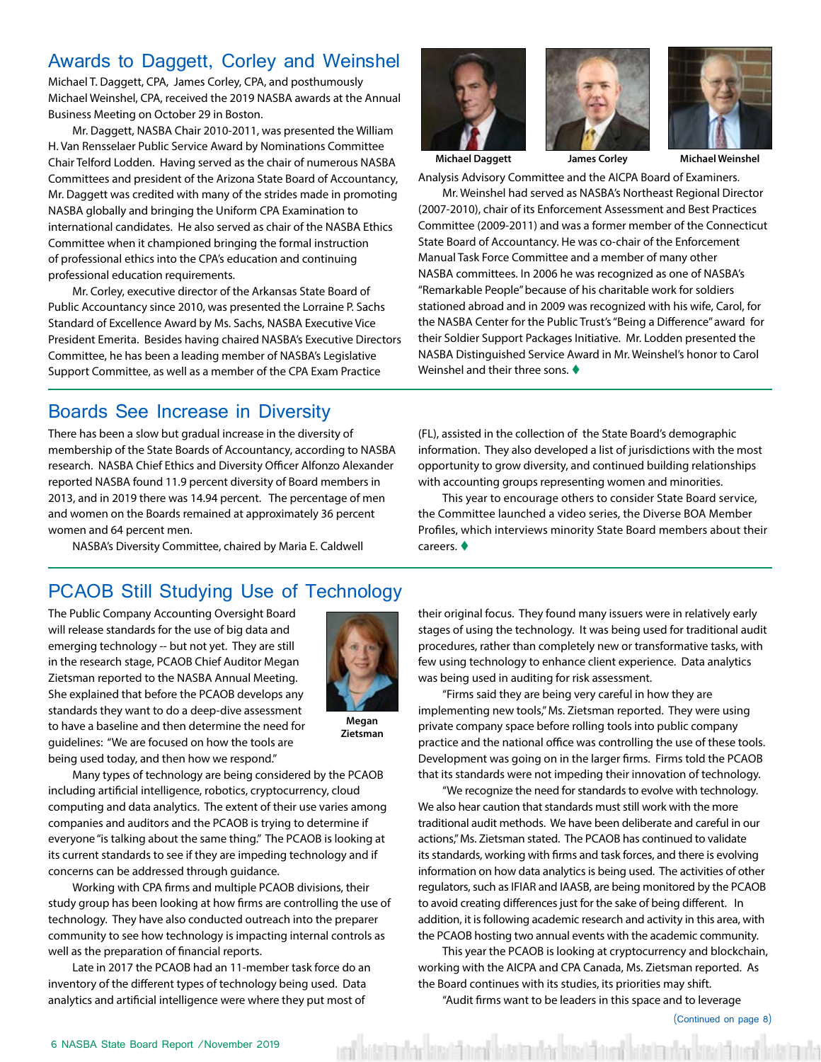## Awards to Daggett, Corley and Weinshel

Michael T. Daggett, CPA, James Corley, CPA, and posthumously Michael Weinshel, CPA, received the 2019 NASBA awards at the Annual Business Meeting on October 29 in Boston.

Mr. Daggett, NASBA Chair 2010-2011, was presented the William H. Van Rensselaer Public Service Award by Nominations Committee Chair Telford Lodden. Having served as the chair of numerous NASBA Committees and president of the Arizona State Board of Accountancy, Mr. Daggett was credited with many of the strides made in promoting NASBA globally and bringing the Uniform CPA Examination to international candidates. He also served as chair of the NASBA Ethics Committee when it championed bringing the formal instruction of professional ethics into the CPA's education and continuing professional education requirements.

Mr. Corley, executive director of the Arkansas State Board of Public Accountancy since 2010, was presented the Lorraine P. Sachs Standard of Excellence Award by Ms. Sachs, NASBA Executive Vice President Emerita. Besides having chaired NASBA's Executive Directors Committee, he has been a leading member of NASBA's Legislative Support Committee, as well as a member of the CPA Exam Practice Analysis Advisory Committee and the AICPA Board of Examiners.

Michael Daggett | James Corley | Michael Weinshel

Mr. Weinshel had served as NASBA's Northeast Regional Director (2007-2010), chair of its Enforcement Assessment and Best Practices Committee (2009-2011) and was a former member of the Connecticut State Board of Accountancy. He was co-chair of the Enforcement Manual Task Force Committee and a member of many other NASBA committees. In 2006 he was recognized as one of NASBA's "Remarkable People" because of his charitable work for soldiers stationed abroad and in 2009 was recognized with his wife, Carol, for the NASBA Center for the Public Trust's "Being a Difference" award for their Soldier Support Packages Initiative. Mr. Lodden presented the NASBA Distinguished Service Award in Mr. Weinshel's honor to Carol Weinshel and their three sons. ♦

## Boards See Increase in Diversity

There has been a slow but gradual increase in the diversity of membership of the State Boards of Accountancy, according to NASBA research. NASBA Chief Ethics and Diversity Officer Alfonzo Alexander reported NASBA found 11.9 percent diversity of Board members in 2013, and in 2019 there was 14.94 percent. The percentage of men and women on the Boards remained at approximately 36 percent women and 64 percent men.

NASBA's Diversity Committee, chaired by Maria E. Caldwell (FL), assisted in the collection of the State Board's demographic information. They also developed a list of jurisdictions with the most opportunity to grow diversity, and continued building relationships with accounting groups representing women and minorities.

This year to encourage others to consider State Board service, the Committee launched a video series, the Diverse BOA Member Profiles, which interviews minority State Board members about their careers. ♦

## PCAOB Still Studying Use of Technology

The Public Company Accounting Oversight Board will release standards for the use of big data and emerging technology -- but not yet. They are still in the research stage, PCAOB Chief Auditor Megan Zietsman reported to the NASBA Annual Meeting. She explained that before the PCAOB develops any standards they want to do a deep-dive assessment to have a baseline and then determine the need for guidelines: "We are focused on how the tools are being used today, and then how we respond."

Megan Zietsman

Many types of technology are being considered by the PCAOB including artificial intelligence, robotics, cryptocurrency, cloud computing and data analytics. The extent of their use varies among companies and auditors and the PCAOB is trying to determine if everyone "is talking about the same thing." The PCAOB is looking at its current standards to see if they are impeding technology and if concerns can be addressed through guidance.

Working with CPA firms and multiple PCAOB divisions, their study group has been looking at how firms are controlling the use of technology. They have also conducted outreach into the preparer community to see how technology is impacting internal controls as well as the preparation of financial reports.

Late in 2017 the PCAOB had an 11-member task force do an inventory of the different types of technology being used. Data analytics and artificial intelligence were where they put most of their original focus. They found many issuers were in relatively early stages of using the technology. It was being used for traditional audit procedures, rather than completely new or transformative tasks, with few using technology to enhance client experience. Data analytics was being used in auditing for risk assessment.

"Firms said they are being very careful in how they are implementing new tools," Ms. Zietsman reported. They were using private company space before rolling tools into public company practice and the national office was controlling the use of these tools. Development was going on in the larger firms. Firms told the PCAOB that its standards were not impeding their innovation of technology.

"We recognize the need for standards to evolve with technology. We also hear caution that standards must still work with the more traditional audit methods. We have been deliberate and careful in our actions," Ms. Zietsman stated. The PCAOB has continued to validate its standards, working with firms and task forces, and there is evolving information on how data analytics is being used. The activities of other regulators, such as IFIAR and IAASB, are being monitored by the PCAOB to avoid creating differences just for the sake of being different. In addition, it is following academic research and activity in this area, with the PCAOB hosting two annual events with the academic community.

This year the PCAOB is looking at cryptocurrency and blockchain, working with the AICPA and CPA Canada, Ms. Zietsman reported. As the Board continues with its studies, its priorities may shift.

"Audit firms want to be leaders in this space and to leverage

(Continued on page 8)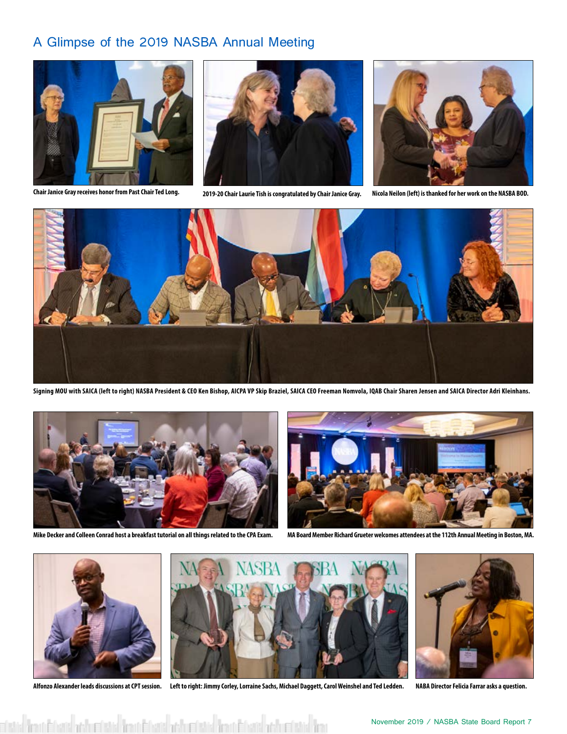## A Glimpse of the 2019 NASBA Annual Meeting

Chair Janice Gray receives honor from Past Chair Ted Long.

2019-20 Chair Laurie Tish is congratulated by Chair Janice Gray.

Nicola Neilon (left) is thanked for her work on the NASBA BOD.

Signing MOU with SAICA (left to right) NASBA President & CEO Ken Bishop, AICPA VP Skip Braziel, SAICA CEO Freeman Nomvola, IQAB Chair Sharen Jensen and SAICA Director Adri Kleinhans.

Mike Decker and Colleen Conrad host a breakfast tutorial on all things related to the CPA Exam.

MA Board Member Richard Grueter welcomes attendees at the 112th Annual Meeting in Boston, MA.

Alfonzo Alexander leads discussions at CPT session.

Left to right: Jimmy Corley, Lorraine Sachs, Michael Daggett, Carol Weinshel and Ted Ledden.

NABA Director Felicia Farrar asks a question.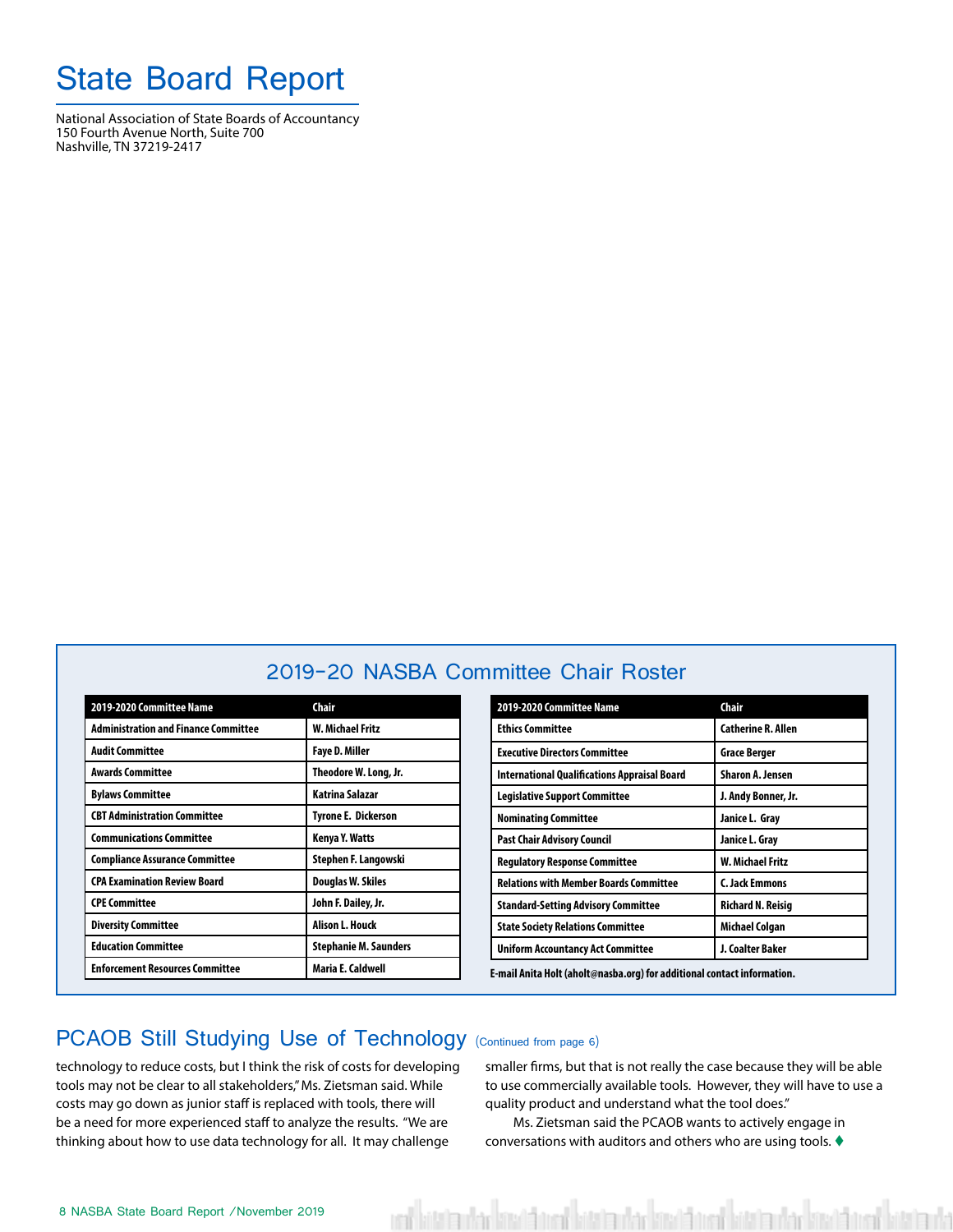# State Board Report

National Association of State Boards of Accountancy
150 Fourth Avenue North, Suite 700
Nashville, TN 37219-2417

## 2019-20 NASBA Committee Chair Roster

| 2019-2020 Committee Name | Chair |
|---|---|
| Administration and Finance Committee | W. Michael Fritz |
| Audit Committee | Faye D. Miller |
| Awards Committee | Theodore W. Long, Jr. |
| Bylaws Committee | Katrina Salazar |
| CBT Administration Committee | Tyrone E. Dickerson |
| Communications Committee | Kenya Y. Watts |
| Compliance Assurance Committee | Stephen F. Langowski |
| CPA Examination Review Board | Douglas W. Skiles |
| CPE Committee | John F. Dailey, Jr. |
| Diversity Committee | Alison L. Houck |
| Education Committee | Stephanie M. Saunders |
| Enforcement Resources Committee | Maria E. Caldwell |

| 2019-2020 Committee Name | Chair |
|---|---|
| Ethics Committee | Catherine R. Allen |
| Executive Directors Committee | Grace Berger |
| International Qualifications Appraisal Board | Sharon A. Jensen |
| Legislative Support Committee | J. Andy Bonner, Jr. |
| Nominating Committee | Janice L. Gray |
| Past Chair Advisory Council | Janice L. Gray |
| Regulatory Response Committee | W. Michael Fritz |
| Relations with Member Boards Committee | C. Jack Emmons |
| Standard-Setting Advisory Committee | Richard N. Reisig |
| State Society Relations Committee | Michael Colgan |
| Uniform Accountancy Act Committee | J. Coalter Baker |

**E-mail Anita Holt (aholt@nasba.org) for additional contact information.**

## PCAOB Still Studying Use of Technology (Continued from page 6)

technology to reduce costs, but I think the risk of costs for developing tools may not be clear to all stakeholders," Ms. Zietsman said. While costs may go down as junior staff is replaced with tools, there will be a need for more experienced staff to analyze the results. "We are thinking about how to use data technology for all. It may challenge smaller firms, but that is not really the case because they will be able to use commercially available tools. However, they will have to use a quality product and understand what the tool does."

Ms. Zietsman said the PCAOB wants to actively engage in conversations with auditors and others who are using tools. ♦